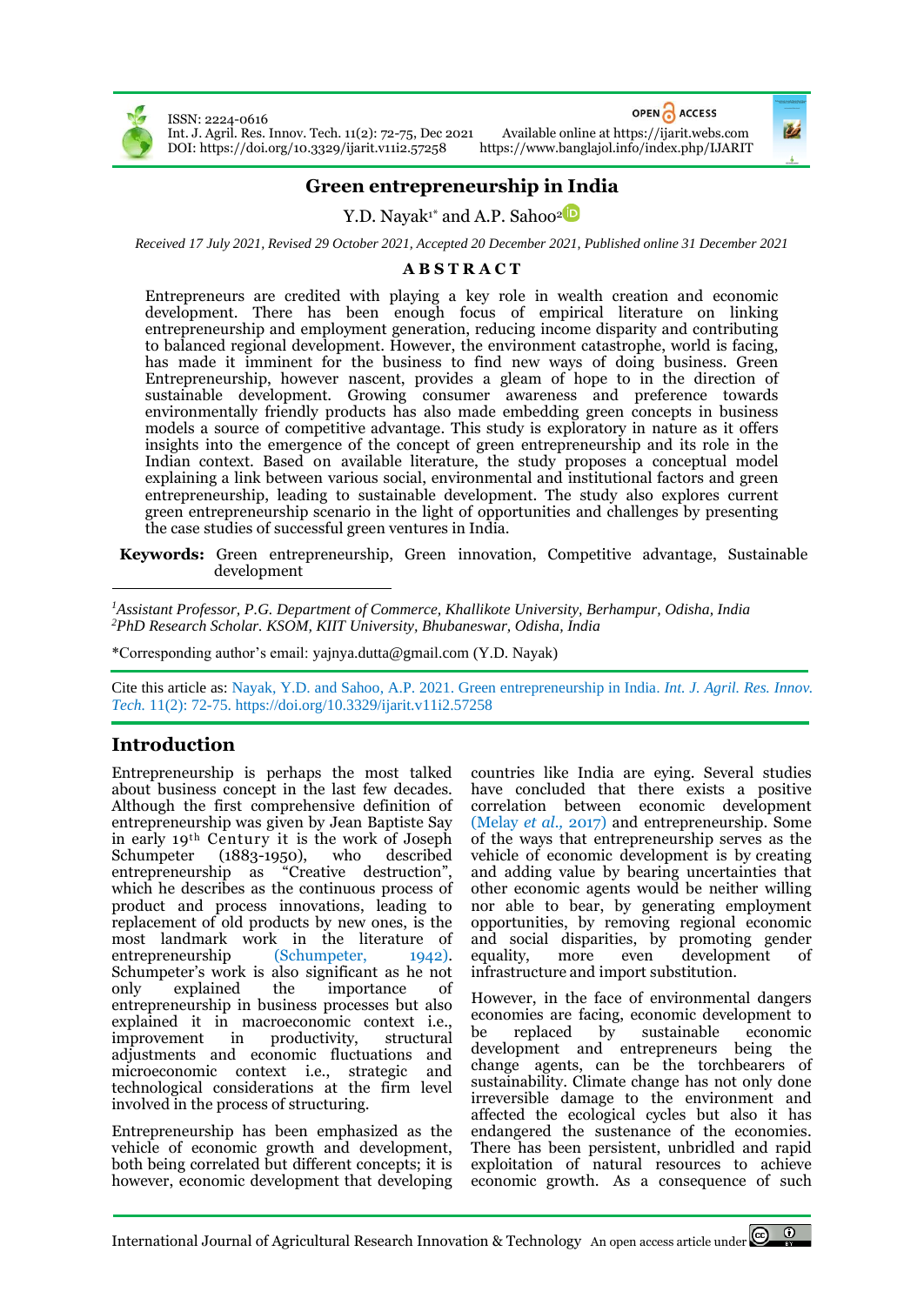# Green entrepreneurship in India

Y.D. Nayak[1*] and A.P. Sahoo[2]

*Received 17 July 2021, Revised 29 October 2021, Accepted 20 December 2021, Published online 31 December 2021*

## ABSTRACT

Entrepreneurs are credited with playing a key role in wealth creation and economic development. There has been enough focus of empirical literature on linking entrepreneurship and employment generation, reducing income disparity and contributing to balanced regional development. However, the environment catastrophe, world is facing, has made it imminent for the business to find new ways of doing business. Green Entrepreneurship, however nascent, provides a gleam of hope to in the direction of sustainable development. Growing consumer awareness and preference towards environmentally friendly products has also made embedding green concepts in business models a source of competitive advantage. This study is exploratory in nature as it offers insights into the emergence of the concept of green entrepreneurship and its role in the Indian context. Based on available literature, the study proposes a conceptual model explaining a link between various social, environmental and institutional factors and green entrepreneurship, leading to sustainable development. The study also explores current green entrepreneurship scenario in the light of opportunities and challenges by presenting the case studies of successful green ventures in India.

**Keywords:** Green entrepreneurship, Green innovation, Competitive advantage, Sustainable development

---

[1]*Assistant Professor, P.G. Department of Commerce, Khallikote University, Berhampur, Odisha, India*
[2]*PhD Research Scholar. KSOM, KIIT University, Bhubaneswar, Odisha, India*

*Corresponding author's email: yajnya.dutta@gmail.com (Y.D. Nayak)

Cite this article as: Nayak, Y.D. and Sahoo, A.P. 2021. Green entrepreneurship in India. *Int. J. Agril. Res. Innov. Tech.* 11(2): 72-75. https://doi.org/10.3329/ijarit.v11i2.57258

## Introduction

Entrepreneurship is perhaps the most talked about business concept in the last few decades. Although the first comprehensive definition of entrepreneurship was given by Jean Baptiste Say in early 19th Century it is the work of Joseph Schumpeter (1883-1950), who described entrepreneurship as "Creative destruction", which he describes as the continuous process of product and process innovations, leading to replacement of old products by new ones, is the most landmark work in the literature of entrepreneurship (Schumpeter, 1942). Schumpeter's work is also significant as he not only explained the importance of entrepreneurship in business processes but also explained it in macroeconomic context i.e., improvement in productivity, structural adjustments and economic fluctuations and microeconomic context i.e., strategic and technological considerations at the firm level involved in the process of structuring.

Entrepreneurship has been emphasized as the vehicle of economic growth and development, both being correlated but different concepts; it is however, economic development that developing countries like India are eying. Several studies have concluded that there exists a positive correlation between economic development (Melay *et al.*, 2017) and entrepreneurship. Some of the ways that entrepreneurship serves as the vehicle of economic development is by creating and adding value by bearing uncertainties that other economic agents would be neither willing nor able to bear, by generating employment opportunities, by removing regional economic and social disparities, by promoting gender equality, more even development of infrastructure and import substitution.

However, in the face of environmental dangers economies are facing, economic development to be replaced by sustainable economic development and entrepreneurs being the change agents, can be the torchbearers of sustainability. Climate change has not only done irreversible damage to the environment and affected the ecological cycles but also it has endangered the sustenance of the economies. There has been persistent, unbridled and rapid exploitation of natural resources to achieve economic growth. As a consequence of such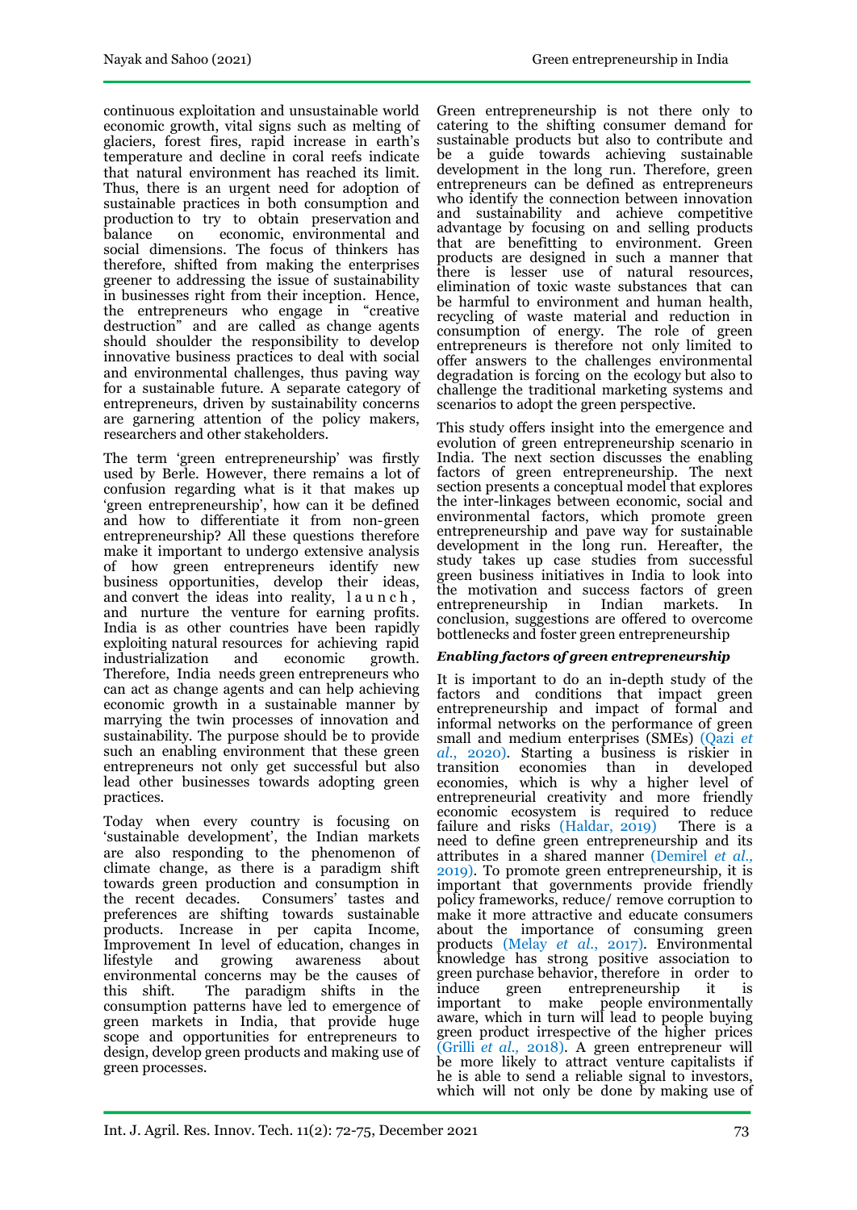continuous exploitation and unsustainable world economic growth, vital signs such as melting of glaciers, forest fires, rapid increase in earth's temperature and decline in coral reefs indicate that natural environment has reached its limit. Thus, there is an urgent need for adoption of sustainable practices in both consumption and production to try to obtain preservation and balance on economic, environmental and social dimensions. The focus of thinkers has therefore, shifted from making the enterprises greener to addressing the issue of sustainability in businesses right from their inception. Hence, the entrepreneurs who engage in "creative destruction" and are called as change agents should shoulder the responsibility to develop innovative business practices to deal with social and environmental challenges, thus paving way for a sustainable future. A separate category of entrepreneurs, driven by sustainability concerns are garnering attention of the policy makers, researchers and other stakeholders.

The term 'green entrepreneurship' was firstly used by Berle. However, there remains a lot of confusion regarding what is it that makes up 'green entrepreneurship', how can it be defined and how to differentiate it from non-green entrepreneurship? All these questions therefore make it important to undergo extensive analysis of how green entrepreneurs identify new business opportunities, develop their ideas, and convert the ideas into reality, launch, and nurture the venture for earning profits. India is as other countries have been rapidly exploiting natural resources for achieving rapid industrialization and economic growth. Therefore, India needs green entrepreneurs who can act as change agents and can help achieving economic growth in a sustainable manner by marrying the twin processes of innovation and sustainability. The purpose should be to provide such an enabling environment that these green entrepreneurs not only get successful but also lead other businesses towards adopting green practices.

Today when every country is focusing on 'sustainable development', the Indian markets are also responding to the phenomenon of climate change, as there is a paradigm shift towards green production and consumption in the recent decades. Consumers' tastes and preferences are shifting towards sustainable products. Increase in per capita Income, Improvement In level of education, changes in lifestyle and growing awareness about environmental concerns may be the causes of this shift. The paradigm shifts in the consumption patterns have led to emergence of green markets in India, that provide huge scope and opportunities for entrepreneurs to design, develop green products and making use of green processes.

Green entrepreneurship is not there only to catering to the shifting consumer demand for sustainable products but also to contribute and be a guide towards achieving sustainable development in the long run. Therefore, green entrepreneurs can be defined as entrepreneurs who identify the connection between innovation and sustainability and achieve competitive advantage by focusing on and selling products that are benefitting to environment. Green products are designed in such a manner that there is lesser use of natural resources, elimination of toxic waste substances that can be harmful to environment and human health, recycling of waste material and reduction in consumption of energy. The role of green entrepreneurs is therefore not only limited to offer answers to the challenges environmental degradation is forcing on the ecology but also to challenge the traditional marketing systems and scenarios to adopt the green perspective.

This study offers insight into the emergence and evolution of green entrepreneurship scenario in India. The next section discusses the enabling factors of green entrepreneurship. The next section presents a conceptual model that explores the inter-linkages between economic, social and environmental factors, which promote green entrepreneurship and pave way for sustainable development in the long run. Hereafter, the study takes up case studies from successful green business initiatives in India to look into the motivation and success factors of green entrepreneurship in Indian markets. In conclusion, suggestions are offered to overcome bottlenecks and foster green entrepreneurship

### *Enabling factors of green entrepreneurship*

It is important to do an in-depth study of the factors and conditions that impact green entrepreneurship and impact of formal and informal networks on the performance of green small and medium enterprises (SMEs) (Qazi *et al.,* 2020). Starting a business is riskier in transition economies than in developed economies, which is why a higher level of entrepreneurial creativity and more friendly economic ecosystem is required to reduce failure and risks (Haldar, 2019) There is a need to define green entrepreneurship and its attributes in a shared manner (Demirel *et al.,* 2019). To promote green entrepreneurship, it is important that governments provide friendly policy frameworks, reduce/ remove corruption to make it more attractive and educate consumers about the importance of consuming green products (Melay *et al.,* 2017). Environmental knowledge has strong positive association to green purchase behavior, therefore in order to induce green entrepreneurship it is important to make people environmentally aware, which in turn will lead to people buying green product irrespective of the higher prices (Grilli *et al.,* 2018). A green entrepreneur will be more likely to attract venture capitalists if he is able to send a reliable signal to investors, which will not only be done by making use of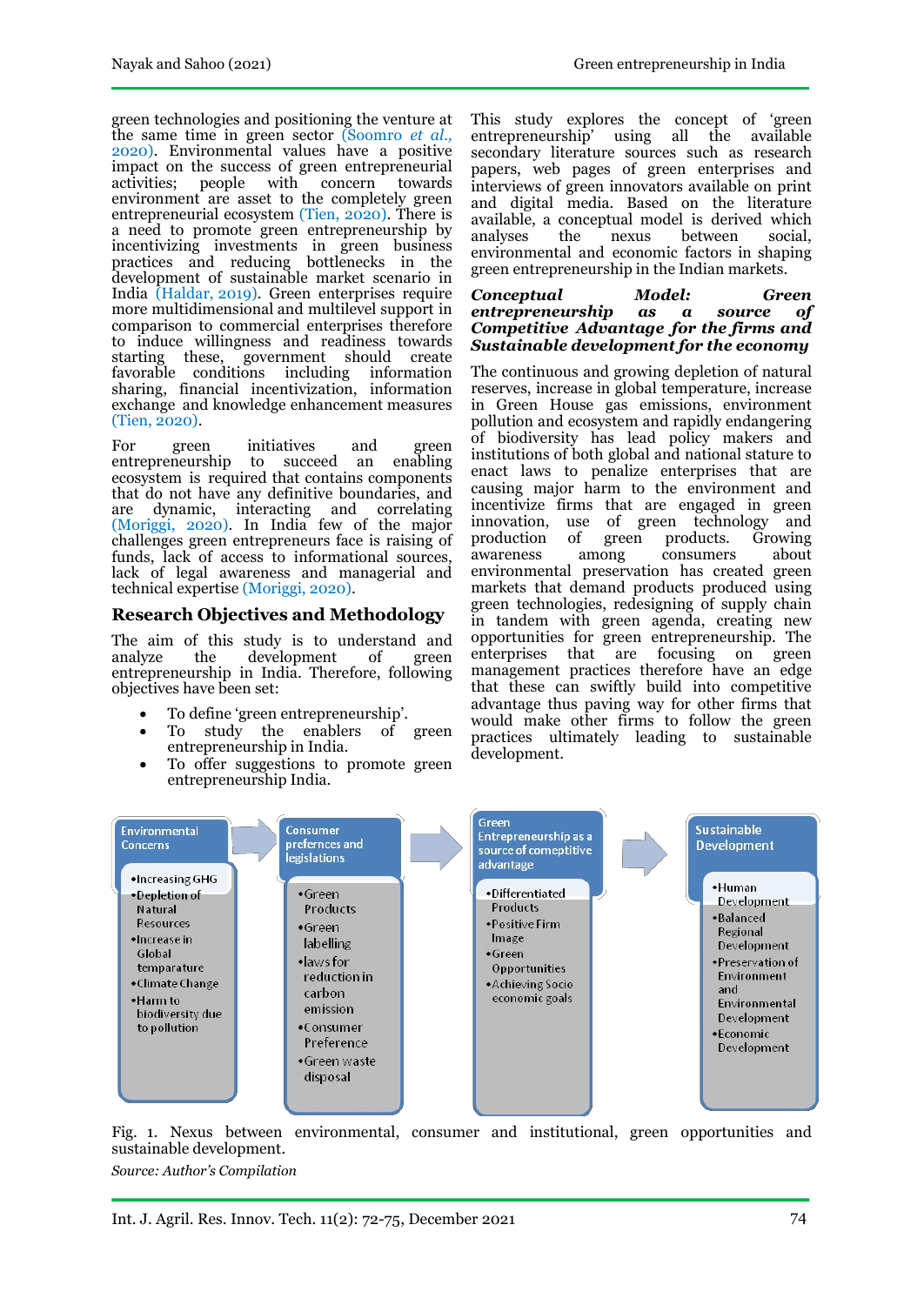green technologies and positioning the venture at the same time in green sector (Soomro *et al.,* 2020). Environmental values have a positive impact on the success of green entrepreneurial activities; people with concern towards environment are asset to the completely green entrepreneurial ecosystem (Tien, 2020). There is a need to promote green entrepreneurship by incentivizing investments in green business practices and reducing bottlenecks in the development of sustainable market scenario in India (Haldar, 2019). Green enterprises require more multidimensional and multilevel support in comparison to commercial enterprises therefore to induce willingness and readiness towards starting these, government should create favorable conditions including information sharing, financial incentivization, information exchange and knowledge enhancement measures (Tien, 2020).

For green initiatives and green entrepreneurship to succeed an enabling ecosystem is required that contains components that do not have any definitive boundaries, and are dynamic, interacting and correlating (Moriggi, 2020). In India few of the major challenges green entrepreneurs face is raising of funds, lack of access to informational sources, lack of legal awareness and managerial and technical expertise (Moriggi, 2020).

## Research Objectives and Methodology

The aim of this study is to understand and analyze the development of green entrepreneurship in India. Therefore, following objectives have been set:

- To define 'green entrepreneurship'.
- To study the enablers of green entrepreneurship in India.
- To offer suggestions to promote green entrepreneurship India.

This study explores the concept of 'green entrepreneurship' using all the available secondary literature sources such as research papers, web pages of green enterprises and interviews of green innovators available on print and digital media. Based on the literature available, a conceptual model is derived which analyses the nexus between social, environmental and economic factors in shaping green entrepreneurship in the Indian markets.

## *Conceptual Model: Green entrepreneurship as a source of Competitive Advantage for the firms and Sustainable development for the economy*

The continuous and growing depletion of natural reserves, increase in global temperature, increase in Green House gas emissions, environment pollution and ecosystem and rapidly endangering of biodiversity has lead policy makers and institutions of both global and national stature to enact laws to penalize enterprises that are causing major harm to the environment and incentivize firms that are engaged in green innovation, use of green technology and production of green products. Growing awareness among consumers about environmental preservation has created green markets that demand products produced using green technologies, redesigning of supply chain in tandem with green agenda, creating new opportunities for green entrepreneurship. The enterprises that are focusing on green management practices therefore have an edge that these can swiftly build into competitive advantage thus paving way for other firms that would make other firms to follow the green practices ultimately leading to sustainable development.

| Environmental Concerns | → | Consumer preferences and legislations | → | Green Entrepreneurship as a source of competitive advantage | → | Sustainable Development |
|---|---|---|---|---|---|---|
| •Increasing GHG<br>•Depletion of Natural Resources<br>•Increase in Global temparature<br>•Climate Change<br>•Harm to biodiversity due to pollution | | •Green Products<br>•Green labelling<br>•laws for reduction in carbon emission<br>•Consumer Preference<br>•Green waste disposal | | •Differentiated Products<br>•Positive Firm Image<br>•Green Opportunities<br>•Achieving Socio economic goals | | •Human Development<br>•Balanced Regional Development<br>•Preservation of Environment and Environmental Development<br>•Economic Development |

Fig. 1. Nexus between environmental, consumer and institutional, green opportunities and sustainable development.

*Source: Author's Compilation*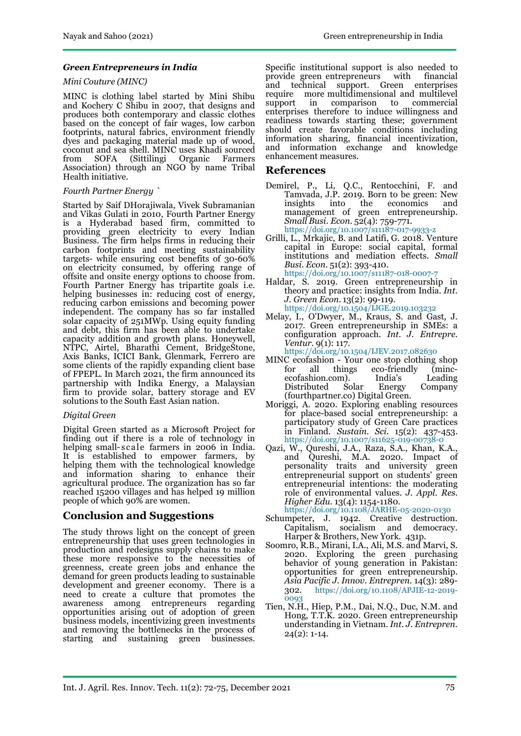### *Green Entrepreneurs in India*

*Mini Couture (MINC)*

MINC is clothing label started by Mini Shibu and Kochery C Shibu in 2007, that designs and produces both contemporary and classic clothes based on the concept of fair wages, low carbon footprints, natural fabrics, environment friendly dyes and packaging material made up of wood, coconut and sea shell. MINC uses Khadi sourced from SOFA (Sittilingi Organic Farmers Association) through an NGO by name Tribal Health initiative.

*Fourth Partner Energy `*

Started by Saif DHorajiwala, Vivek Subramanian and Vikas Gulati in 2010, Fourth Partner Energy is a Hyderabad based firm, committed to providing green electricity to every Indian Business. The firm helps firms in reducing their carbon footprints and meeting sustainability targets- while ensuring cost benefits of 30-60% on electricity consumed, by offering range of offsite and onsite energy options to choose from. Fourth Partner Energy has tripartite goals i.e. helping businesses in: reducing cost of energy, reducing carbon emissions and becoming power independent. The company has so far installed solar capacity of 251MWp. Using equity funding and debt, this firm has been able to undertake capacity addition and growth plans. Honeywell, NTPC, Airtel, Bharathi Cement, BridgeStone, Axis Banks, ICICI Bank, Glenmark, Ferrero are some clients of the rapidly expanding client base of FPEPL. In March 2021, the firm announced its partnership with Indika Energy, a Malaysian firm to provide solar, battery storage and EV solutions to the South East Asian nation.

*Digital Green*

Digital Green started as a Microsoft Project for finding out if there is a role of technology in helping small-scale farmers in 2006 in India. It is established to empower farmers, by helping them with the technological knowledge and information sharing to enhance their agricultural produce. The organization has so far reached 15200 villages and has helped 19 million people of which 90% are women.

## Conclusion and Suggestions

The study throws light on the concept of green entrepreneurship that uses green technologies in production and redesigns supply chains to make these more responsive to the necessities of greenness, create green jobs and enhance the demand for green products leading to sustainable development and greener economy. There is a need to create a culture that promotes the awareness among entrepreneurs regarding opportunities arising out of adoption of green business models, incentivizing green investments and removing the bottlenecks in the process of starting and sustaining green businesses. Specific institutional support is also needed to provide green entrepreneurs with financial and technical support. Green enterprises require more multidimensional and multilevel support in comparison to commercial enterprises therefore to induce willingness and readiness towards starting these; government should create favorable conditions including information sharing, financial incentivization, and information exchange and knowledge enhancement measures.

## References

Demirel, P., Li, Q.C., Rentocchini, F. and Tamvada, J.P. 2019. Born to be green: New insights into the economics and management of green entrepreneurship. *Small Busi. Econ*. 52(4): 759-771. https://doi.org/10.1007/s11187-017-9933-z

Grilli, L., Mrkajic, B. and Latifi, G. 2018. Venture capital in Europe: social capital, formal institutions and mediation effects. *Small Busi. Econ*. 51(2): 393-410. https://doi.org/10.1007/s11187-018-0007-7

Haldar, S. 2019. Green entrepreneurship in theory and practice: insights from India. *Int. J. Green Econ*. 13(2): 99-119. https://doi.org/10.1504/IJGE.2019.103232

Melay, I., O'Dwyer, M., Kraus, S. and Gast, J. 2017. Green entrepreneurship in SMEs: a configuration approach. *Int. J. Entrepre. Ventur*. 9(1): 117. https://doi.org/10.1504/IJEV.2017.082630

MINC ecofashion - Your one stop clothing shop for all things eco-friendly (minc-ecofashion.com). India's Leading Distributed Solar Energy Company (fourthpartner.co) Digital Green.

Moriggi, A. 2020. Exploring enabling resources for place-based social entrepreneurship: a participatory study of Green Care practices in Finland. *Sustain. Sci*. 15(2): 437-453. https://doi.org/10.1007/s11625-019-00738-0

Qazi, W., Qureshi, J.A., Raza, S.A., Khan, K.A., and Qureshi, M.A. 2020. Impact of personality traits and university green entrepreneurial support on students' green entrepreneurial intentions: the moderating role of environmental values. *J. Appl. Res. Higher Edu*. 13(4): 1154-1180. https://doi.org/10.1108/JARHE-05-2020-0130

Schumpeter, J. 1942. Creative destruction. Capitalism, socialism and democracy. Harper & Brothers, New York. 431p.

Soomro, R.B., Mirani, I.A., Ali, M.S. and Marvi, S. 2020. Exploring the green purchasing behavior of young generation in Pakistan: opportunities for green entrepreneurship. *Asia Pacific J. Innov. Entrepren*. 14(3): 289-302. https://doi.org/10.1108/APJIE-12-2019-0093

Tien, N.H., Hiep, P.M., Dai, N.Q., Duc, N.M. and Hong, T.T.K. 2020. Green entrepreneurship understanding in Vietnam. *Int. J. Entrepren*. 24(2): 1-14.